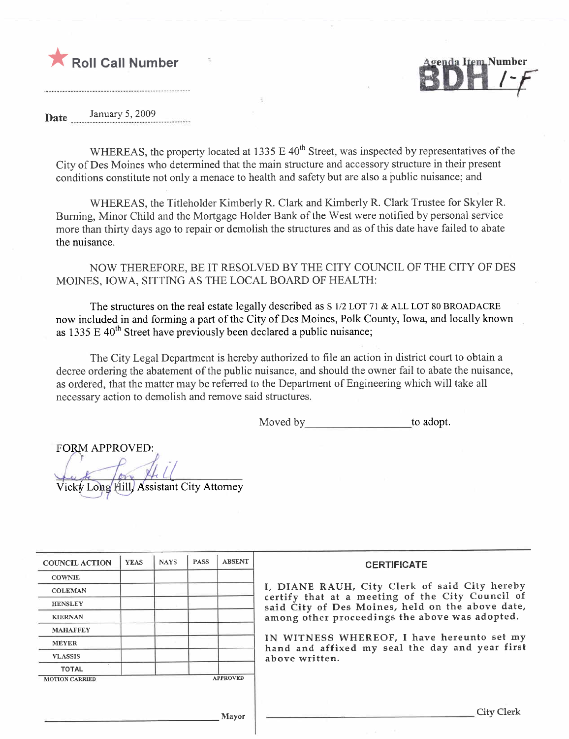★ **Roll Call Number**

Agenda Item Number **BDH 1-F**

**Date** January 5, 2009

WHEREAS, the property located at 1335 E 40th Street, was inspected by representatives of the City of Des Moines who determined that the main structure and accessory structure in their present conditions constitute not only a menace to health and safety but are also a public nuisance; and

WHEREAS, the Titleholder Kimberly R. Clark and Kimberly R. Clark Trustee for Skyler R. Burning, Minor Child and the Mortgage Holder Bank of the West were notified by personal service more than thirty days ago to repair or demolish the structures and as of this date have failed to abate the nuisance.

NOW THEREFORE, BE IT RESOLVED BY THE CITY COUNCIL OF THE CITY OF DES MOINES, IOWA, SITTING AS THE LOCAL BOARD OF HEALTH:

The structures on the real estate legally described as S 1/2 LOT 71 & ALL LOT 80 BROADACRE now included in and forming a part of the City of Des Moines, Polk County, Iowa, and locally known as 1335 E 40th Street have previously been declared a public nuisance;

The City Legal Department is hereby authorized to file an action in district court to obtain a decree ordering the abatement of the public nuisance, and should the owner fail to abate the nuisance, as ordered, that the matter may be referred to the Department of Engineering which will take all necessary action to demolish and remove said structures.

Moved by __________________ to adopt.

FORM APPROVED:

Vicky Long Hill, Assistant City Attorney

| COUNCIL ACTION | YEAS | NAYS | PASS | ABSENT |
|---|---|---|---|---|
| COWNIE | | | | |
| COLEMAN | | | | |
| HENSLEY | | | | |
| KIERNAN | | | | |
| MAHAFFEY | | | | |
| MEYER | | | | |
| VLASSIS | | | | |
| TOTAL | | | | |
| MOTION CARRIED | | | | APPROVED |

__________________ Mayor

**CERTIFICATE**

I, DIANE RAUH, City Clerk of said City hereby certify that at a meeting of the City Council of said City of Des Moines, held on the above date, among other proceedings the above was adopted.

IN WITNESS WHEREOF, I have hereunto set my hand and affixed my seal the day and year first above written.

__________________ City Clerk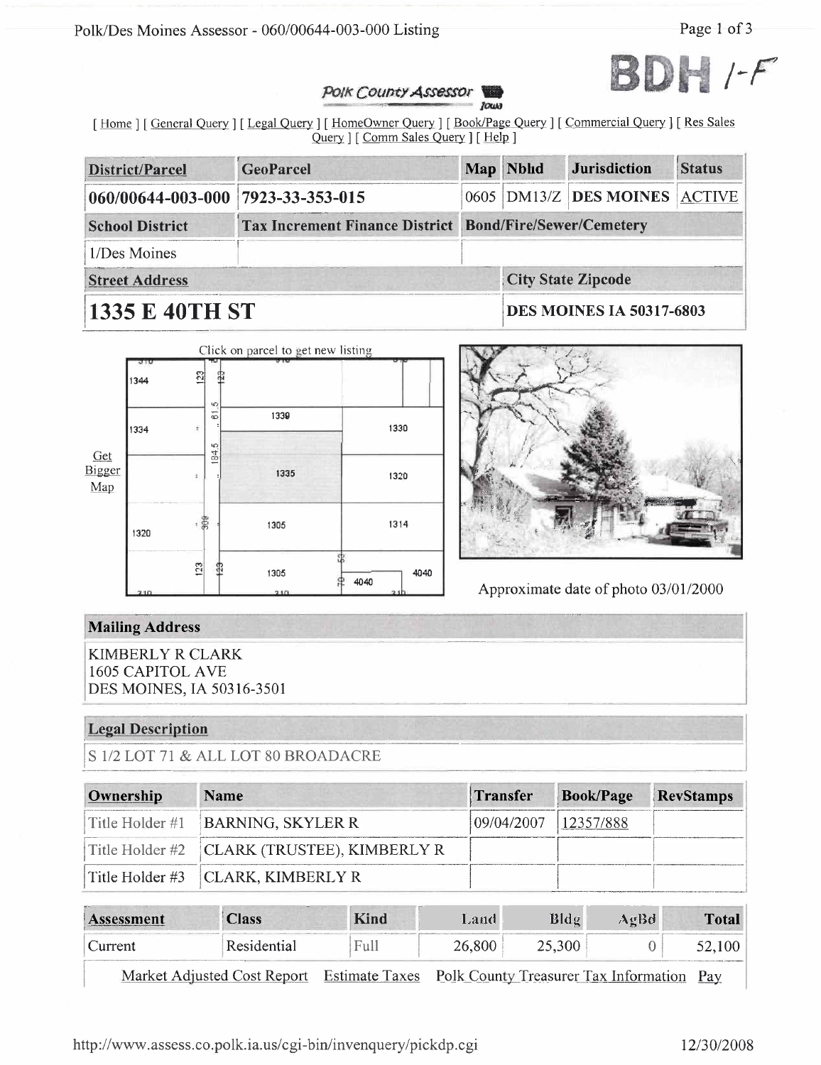BDH 1-F

*Polk County Assessor* Iowa

[ Home ] [ General Query ] [ Legal Query ] [ HomeOwner Query ] [ Book/Page Query ] [ Commercial Query ] [ Res Sales Query ] [ Comm Sales Query ] [ Help ]

| District/Parcel | GeoParcel | Map | Nbhd | Jurisdiction | Status |
|---|---|---|---|---|---|
| 060/00644-003-000 | 7923-33-353-015 | 0605 | DM13/Z | DES MOINES | ACTIVE |

| School District | Tax Increment Finance District | Bond/Fire/Sewer/Cemetery |
|---|---|---|
| 1/Des Moines | | |

| Street Address | City State Zipcode |
|---|---|
| **1335 E 40TH ST** | DES MOINES IA 50317-6803 |

Click on parcel to get new listing

Get Bigger Map

Approximate date of photo 03/01/2000

## Mailing Address

KIMBERLY R CLARK
1605 CAPITOL AVE
DES MOINES, IA 50316-3501

## Legal Description

S 1/2 LOT 71 & ALL LOT 80 BROADACRE

| Ownership | Name | Transfer | Book/Page | RevStamps |
|---|---|---|---|---|
| Title Holder #1 | BARNING, SKYLER R | 09/04/2007 | 12357/888 | |
| Title Holder #2 | CLARK (TRUSTEE), KIMBERLY R | | | |
| Title Holder #3 | CLARK, KIMBERLY R | | | |

| Assessment | Class | Kind | Land | Bldg | AgBd | Total |
|---|---|---|---|---|---|---|
| Current | Residential | Full | 26,800 | 25,300 | 0 | 52,100 |

Market Adjusted Cost Report Estimate Taxes Polk County Treasurer Tax Information Pay

http://www.assess.co.polk.ia.us/cgi-bin/invenquery/pickdp.cgi 12/30/2008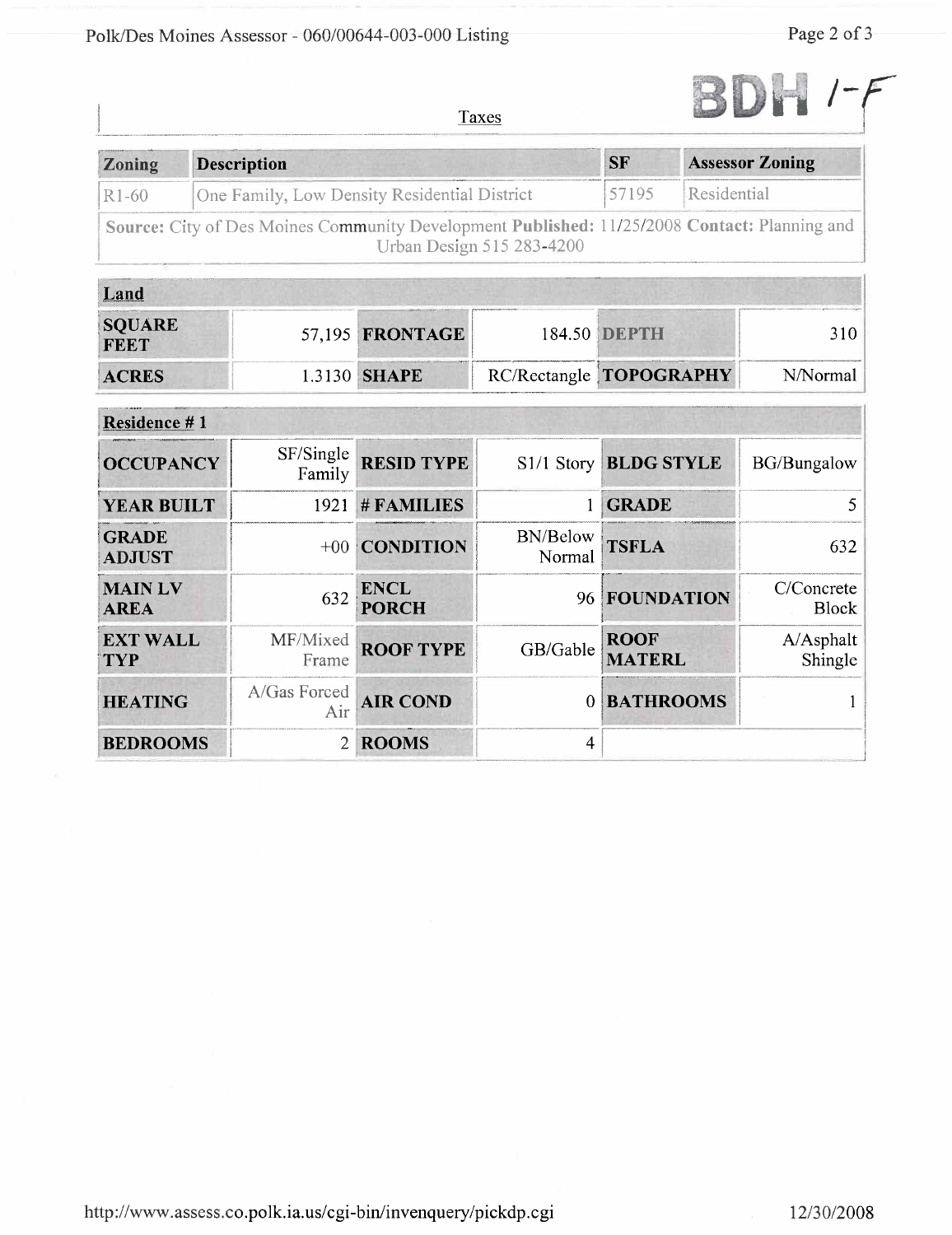BDH 1-F

Taxes

| Zoning | Description | SF | Assessor Zoning |
|---|---|---|---|
| R1-60 | One Family, Low Density Residential District | 57195 | Residential |
| **Source:** City of Des Moines Community Development **Published:** 11/25/2008 **Contact:** Planning and Urban Design 515 283-4200 | | | |

| Land | | | | | |
|---|---|---|---|---|---|
| **SQUARE FEET** | 57,195 | **FRONTAGE** | 184.50 | **DEPTH** | 310 |
| **ACRES** | 1.3130 | **SHAPE** | RC/Rectangle | **TOPOGRAPHY** | N/Normal |

| Residence # 1 | | | | | |
|---|---|---|---|---|---|
| **OCCUPANCY** | SF/Single Family | **RESID TYPE** | S1/1 Story | **BLDG STYLE** | BG/Bungalow |
| **YEAR BUILT** | 1921 | **# FAMILIES** | 1 | **GRADE** | 5 |
| **GRADE ADJUST** | +00 | **CONDITION** | BN/Below Normal | **TSFLA** | 632 |
| **MAIN LV AREA** | 632 | **ENCL PORCH** | 96 | **FOUNDATION** | C/Concrete Block |
| **EXT WALL TYP** | MF/Mixed Frame | **ROOF TYPE** | GB/Gable | **ROOF MATERL** | A/Asphalt Shingle |
| **HEATING** | A/Gas Forced Air | **AIR COND** | 0 | **BATHROOMS** | 1 |
| **BEDROOMS** | 2 | **ROOMS** | 4 | | |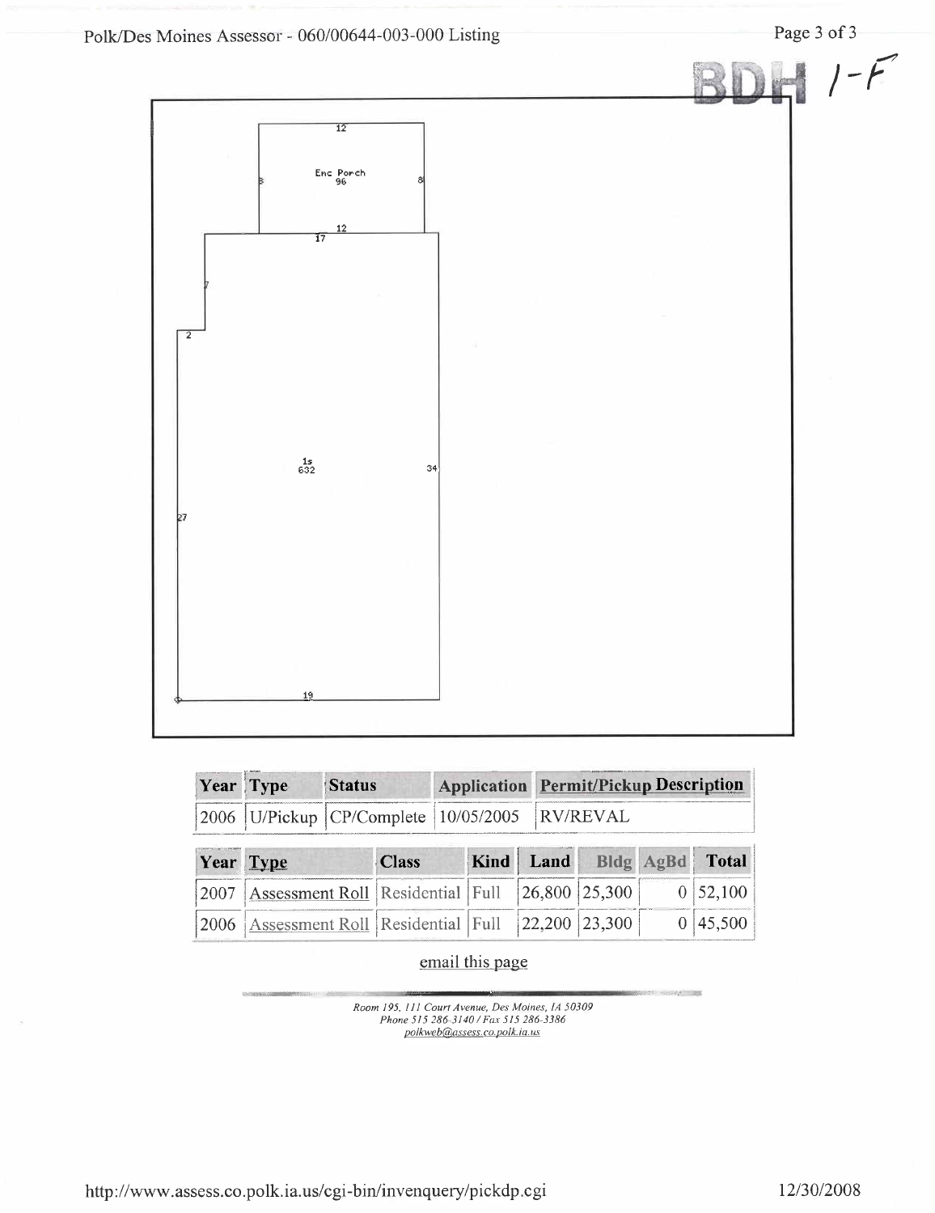BDH 1-F

12

Enc Porch
96

8 8

12
17

7

2

1s
632

34

27

19

| Year | Type | Status | Application | Permit/Pickup Description |
|---|---|---|---|---|
| 2006 | U/Pickup | CP/Complete | 10/05/2005 | RV/REVAL |

| Year | Type | Class | Kind | Land | Bldg | AgBd | Total |
|---|---|---|---|---|---|---|---|
| 2007 | Assessment Roll | Residential | Full | 26,800 | 25,300 | 0 | 52,100 |
| 2006 | Assessment Roll | Residential | Full | 22,200 | 23,300 | 0 | 45,500 |

email this page

*Room 195, 111 Court Avenue, Des Moines, IA 50309*
*Phone 515 286-3140 / Fax 515 286-3386*
*polkweb@assess.co.polk.ia.us*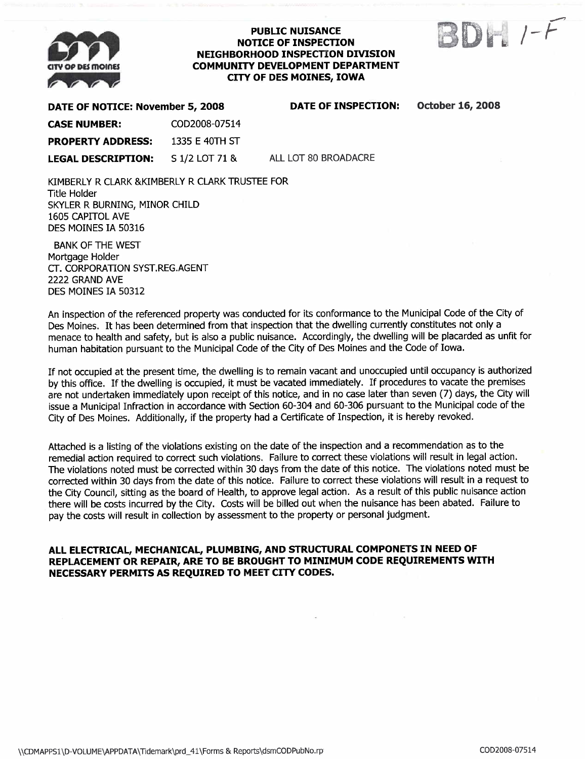CITY OF DES MOINES

**PUBLIC NUISANCE**
**NOTICE OF INSPECTION**
**NEIGHBORHOOD INSPECTION DIVISION**
**COMMUNITY DEVELOPMENT DEPARTMENT**
**CITY OF DES MOINES, IOWA**

BDH 1-F

**DATE OF NOTICE: November 5, 2008** **DATE OF INSPECTION: October 16, 2008**

**CASE NUMBER:** COD2008-07514

**PROPERTY ADDRESS:** 1335 E 40TH ST

**LEGAL DESCRIPTION:** S 1/2 LOT 71 & ALL LOT 80 BROADACRE

KIMBERLY R CLARK &KIMBERLY R CLARK TRUSTEE FOR
Title Holder
SKYLER R BURNING, MINOR CHILD
1605 CAPITOL AVE
DES MOINES IA 50316

BANK OF THE WEST
Mortgage Holder
CT. CORPORATION SYST.REG.AGENT
2222 GRAND AVE
DES MOINES IA 50312

An inspection of the referenced property was conducted for its conformance to the Municipal Code of the City of Des Moines. It has been determined from that inspection that the dwelling currently constitutes not only a menace to health and safety, but is also a public nuisance. Accordingly, the dwelling will be placarded as unfit for human habitation pursuant to the Municipal Code of the City of Des Moines and the Code of Iowa.

If not occupied at the present time, the dwelling is to remain vacant and unoccupied until occupancy is authorized by this office. If the dwelling is occupied, it must be vacated immediately. If procedures to vacate the premises are not undertaken immediately upon receipt of this notice, and in no case later than seven (7) days, the City will issue a Municipal Infraction in accordance with Section 60-304 and 60-306 pursuant to the Municipal code of the City of Des Moines. Additionally, if the property had a Certificate of Inspection, it is hereby revoked.

Attached is a listing of the violations existing on the date of the inspection and a recommendation as to the remedial action required to correct such violations. Failure to correct these violations will result in legal action. The violations noted must be corrected within 30 days from the date of this notice. The violations noted must be corrected within 30 days from the date of this notice. Failure to correct these violations will result in a request to the City Council, sitting as the board of Health, to approve legal action. As a result of this public nuisance action there will be costs incurred by the City. Costs will be billed out when the nuisance has been abated. Failure to pay the costs will result in collection by assessment to the property or personal judgment.

**ALL ELECTRICAL, MECHANICAL, PLUMBING, AND STRUCTURAL COMPONETS IN NEED OF REPLACEMENT OR REPAIR, ARE TO BE BROUGHT TO MINIMUM CODE REQUIREMENTS WITH NECESSARY PERMITS AS REQUIRED TO MEET CITY CODES.**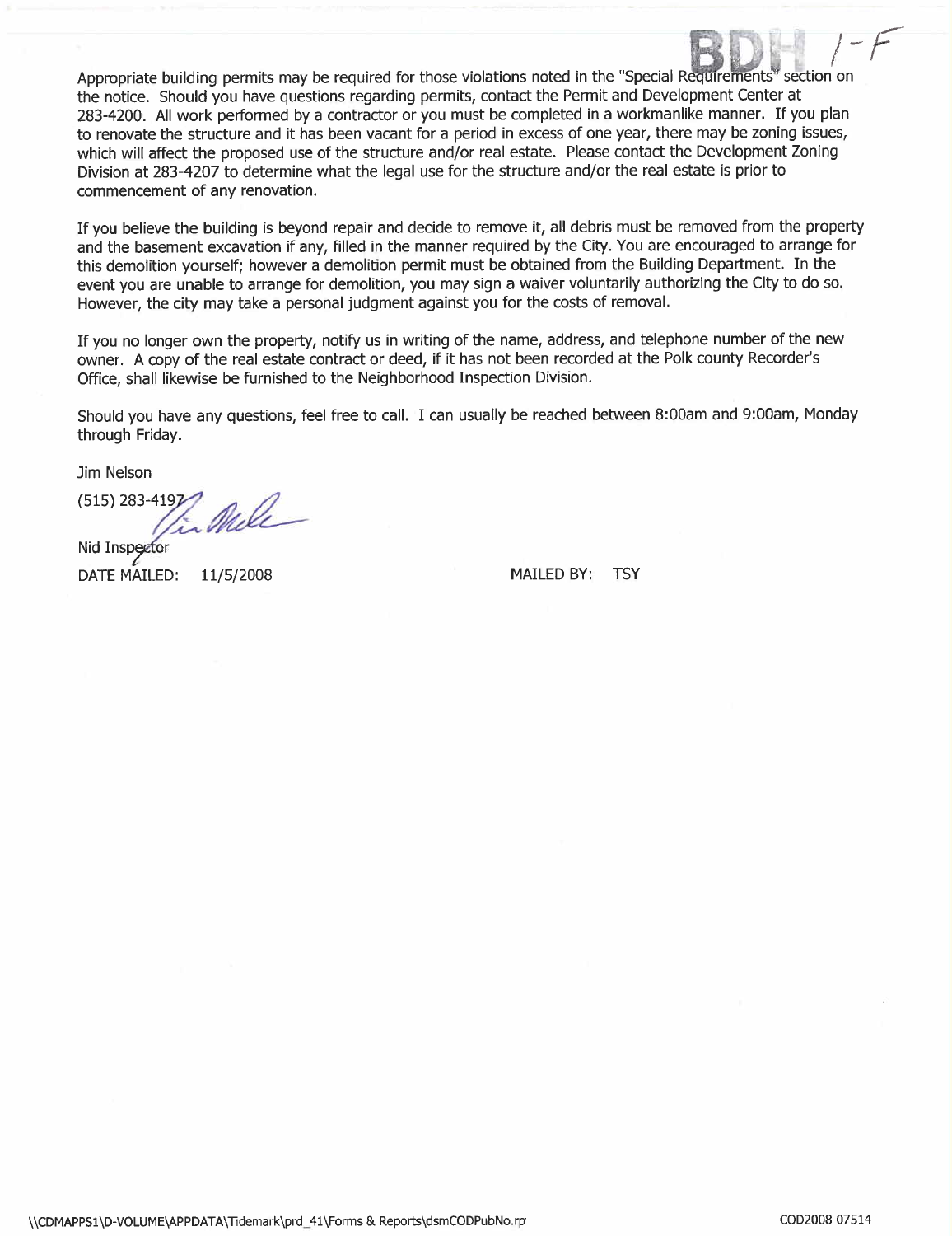BDH 1-F

Appropriate building permits may be required for those violations noted in the "Special Requirements" section on the notice. Should you have questions regarding permits, contact the Permit and Development Center at 283-4200. All work performed by a contractor or you must be completed in a workmanlike manner. If you plan to renovate the structure and it has been vacant for a period in excess of one year, there may be zoning issues, which will affect the proposed use of the structure and/or real estate. Please contact the Development Zoning Division at 283-4207 to determine what the legal use for the structure and/or the real estate is prior to commencement of any renovation.

If you believe the building is beyond repair and decide to remove it, all debris must be removed from the property and the basement excavation if any, filled in the manner required by the City. You are encouraged to arrange for this demolition yourself; however a demolition permit must be obtained from the Building Department. In the event you are unable to arrange for demolition, you may sign a waiver voluntarily authorizing the City to do so. However, the city may take a personal judgment against you for the costs of removal.

If you no longer own the property, notify us in writing of the name, address, and telephone number of the new owner. A copy of the real estate contract or deed, if it has not been recorded at the Polk county Recorder's Office, shall likewise be furnished to the Neighborhood Inspection Division.

Should you have any questions, feel free to call. I can usually be reached between 8:00am and 9:00am, Monday through Friday.

Jim Nelson

(515) 283-4197

Nid Inspector

DATE MAILED: 11/5/2008 MAILED BY: TSY

\\CDMAPPS1\D-VOLUME\APPDATA\Tidemark\prd_41\Forms & Reports\dsmCODPubNo.rp COD2008-07514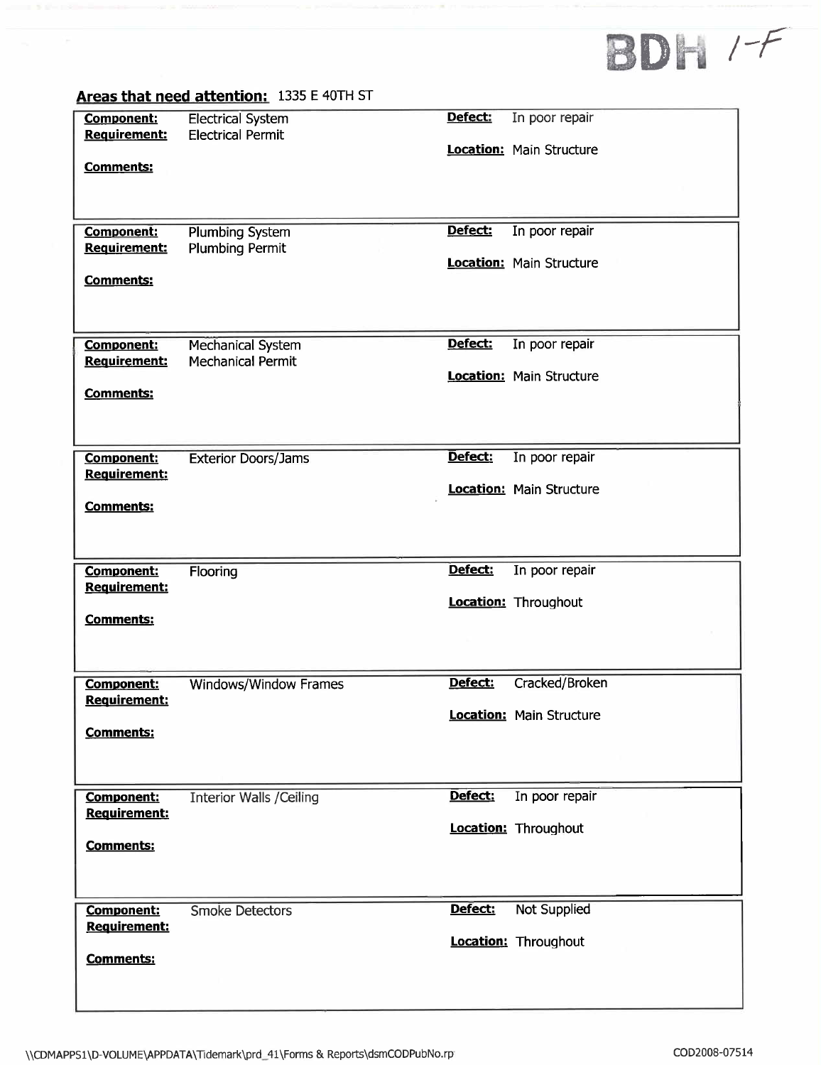BDH 1-F

## Areas that need attention: 1335 E 40TH ST

| Component | Requirement | Comments | Defect | Location |
|---|---|---|---|---|
| Electrical System | Electrical Permit | | In poor repair | Main Structure |
| Plumbing System | Plumbing Permit | | In poor repair | Main Structure |
| Mechanical System | Mechanical Permit | | In poor repair | Main Structure |
| Exterior Doors/Jams | | | In poor repair | Main Structure |
| Flooring | | | In poor repair | Throughout |
| Windows/Window Frames | | | Cracked/Broken | Main Structure |
| Interior Walls /Ceiling | | | In poor repair | Throughout |
| Smoke Detectors | | | Not Supplied | Throughout |

\\CDMAPPS1\D-VOLUME\APPDATA\Tidemark\prd_41\Forms & Reports\dsmCODPubNo.rp

COD2008-07514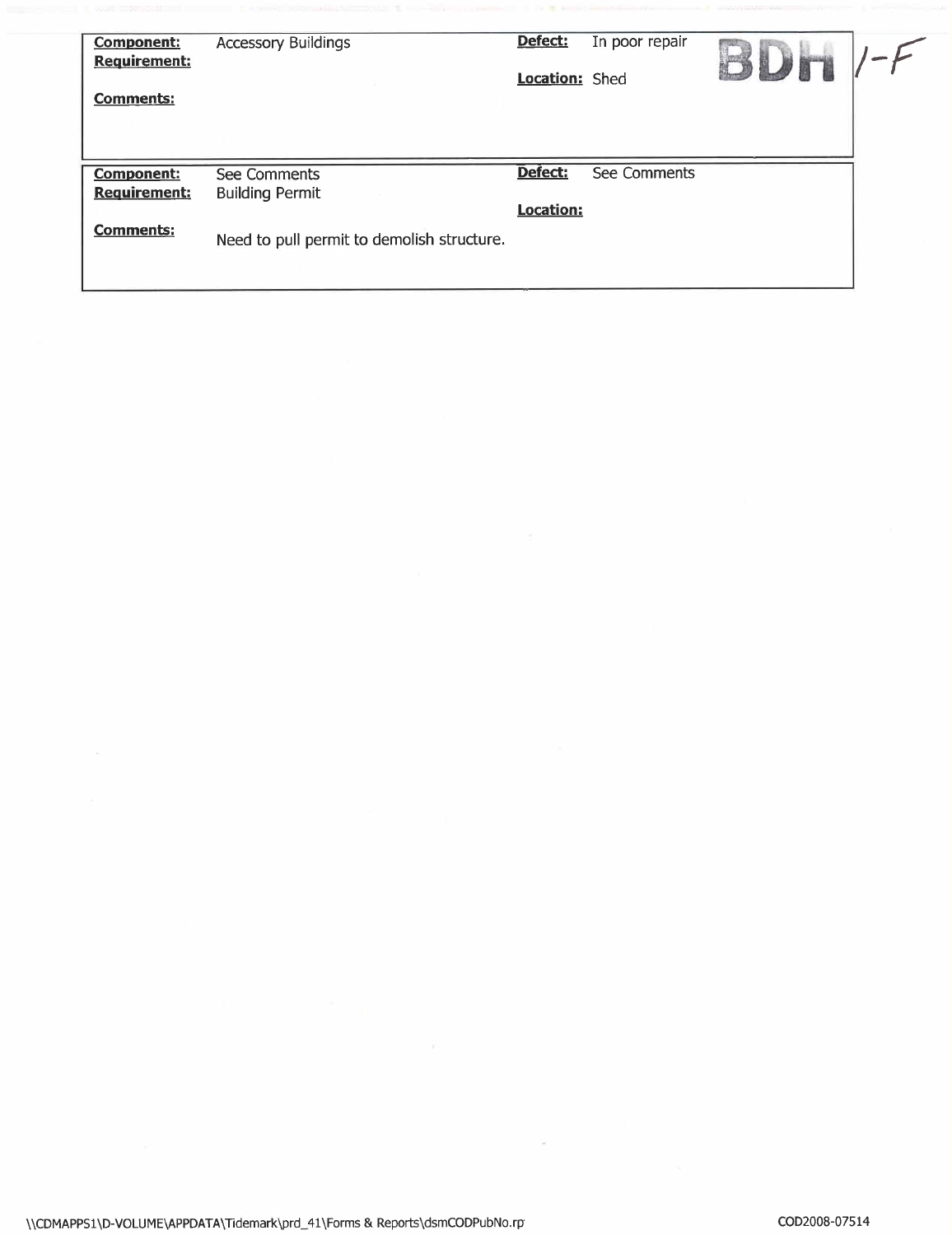| | | | | |
|---|---|---|---|---|
| **Component:** | Accessory Buildings | **Defect:** | In poor repair | BDH 1-F |
| **Requirement:** | | **Location:** | Shed | |
| **Comments:** | | | | |

| | | | |
|---|---|---|---|
| **Component:** | See Comments | **Defect:** | See Comments |
| **Requirement:** | Building Permit | **Location:** | |
| **Comments:** | Need to pull permit to demolish structure. | | |

\\CDMAPPS1\D-VOLUME\APPDATA\Tidemark\prd_41\Forms & Reports\dsmCODPubNo.rp

COD2008-07514